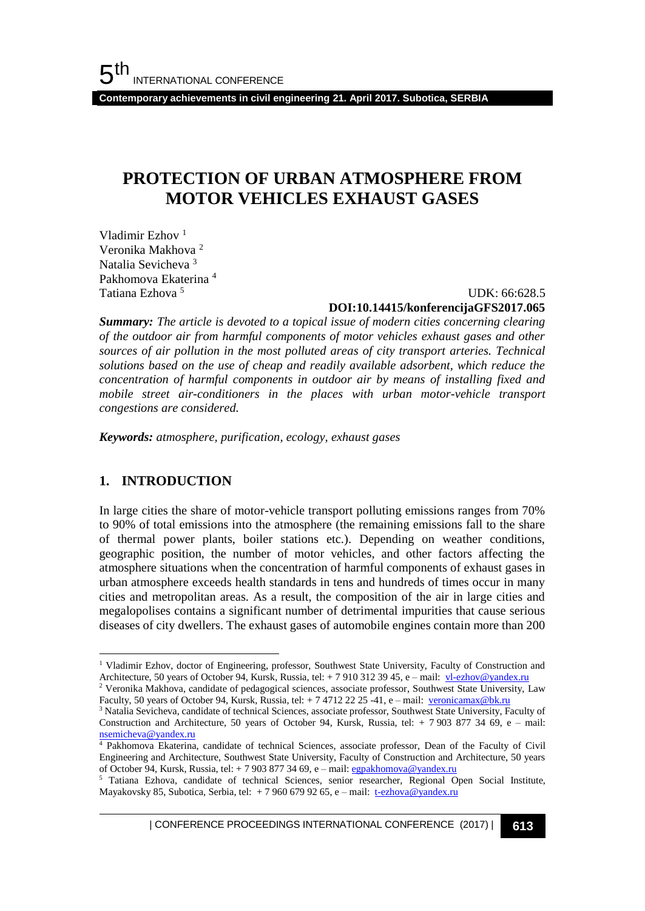# PROTECTION OF URBAN ATMOSPHERE FROM MOTOR VEHICLES EXHAUST GASES

Vladimir Ezhov [1]
Veronika Makhova [2]
Natalia Sevicheva [3]
Pakhomova Ekaterina [4]
Tatiana Ezhova [5]

UDK: 66:628.5
**DOI:10.14415/konferencijaGFS2017.065**

***Summary:*** *The article is devoted to a topical issue of modern cities concerning clearing of the outdoor air from harmful components of motor vehicles exhaust gases and other sources of air pollution in the most polluted areas of city transport arteries. Technical solutions based on the use of cheap and readily available adsorbent, which reduce the concentration of harmful components in outdoor air by means of installing fixed and mobile street air-conditioners in the places with urban motor-vehicle transport congestions are considered.*

***Keywords:*** *atmosphere, purification, ecology, exhaust gases*

## 1. INTRODUCTION

In large cities the share of motor-vehicle transport polluting emissions ranges from 70% to 90% of total emissions into the atmosphere (the remaining emissions fall to the share of thermal power plants, boiler stations etc.). Depending on weather conditions, geographic position, the number of motor vehicles, and other factors affecting the atmosphere situations when the concentration of harmful components of exhaust gases in urban atmosphere exceeds health standards in tens and hundreds of times occur in many cities and metropolitan areas. As a result, the composition of the air in large cities and megalopolises contains a significant number of detrimental impurities that cause serious diseases of city dwellers. The exhaust gases of automobile engines contain more than 200

---

[1] Vladimir Ezhov, doctor of Engineering, professor, Southwest State University, Faculty of Construction and Architecture, 50 years of October 94, Kursk, Russia, tel: + 7 910 312 39 45, e – mail: vl-ezhov@yandex.ru

[2] Veronika Makhova, candidate of pedagogical sciences, associate professor, Southwest State University, Law Faculty, 50 years of October 94, Kursk, Russia, tel: + 7 4712 22 25 -41, e – mail: veronicamax@bk.ru

[3] Natalia Sevicheva, candidate of technical Sciences, associate professor, Southwest State University, Faculty of Construction and Architecture, 50 years of October 94, Kursk, Russia, tel: + 7 903 877 34 69, e – mail: nsemicheva@yandex.ru

[4] Pakhomova Ekaterina, candidate of technical Sciences, associate professor, Dean of the Faculty of Civil Engineering and Architecture, Southwest State University, Faculty of Construction and Architecture, 50 years of October 94, Kursk, Russia, tel: + 7 903 877 34 69, e – mail: egpakhomova@yandex.ru

[5] Tatiana Ezhova, candidate of technical Sciences, senior researcher, Regional Open Social Institute, Mayakovsky 85, Subotica, Serbia, tel: + 7 960 679 92 65, e – mail: t-ezhova@yandex.ru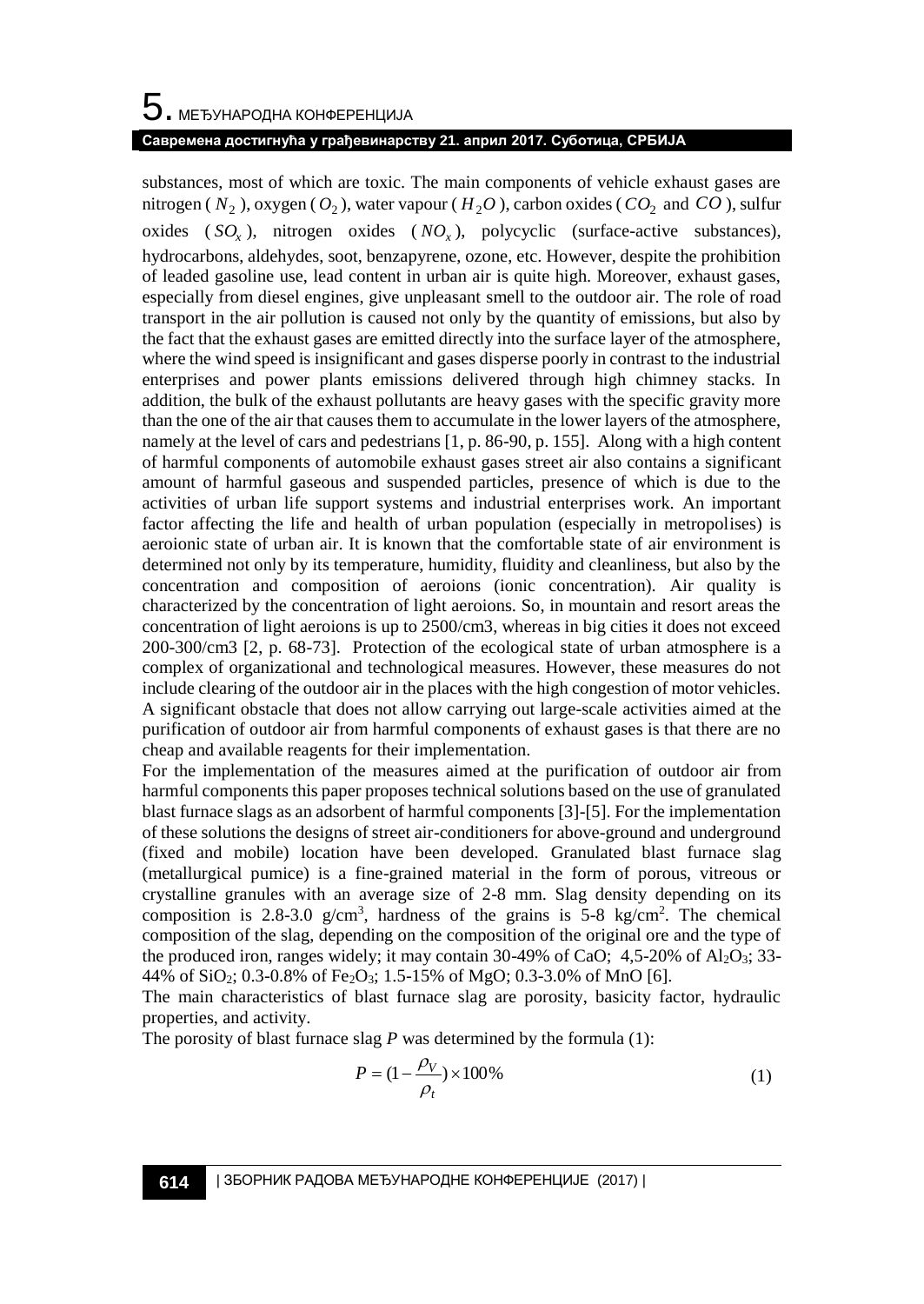substances, most of which are toxic. The main components of vehicle exhaust gases are nitrogen ( $N_2$ ), oxygen ( $O_2$ ), water vapour ( $H_2O$ ), carbon oxides ( $CO_2$ and $CO$ ), sulfur oxides ( $SO_x$ ), nitrogen oxides ( $NO_x$ ), polycyclic (surface-active substances), hydrocarbons, aldehydes, soot, benzapyrene, ozone, etc. However, despite the prohibition of leaded gasoline use, lead content in urban air is quite high. Moreover, exhaust gases, especially from diesel engines, give unpleasant smell to the outdoor air. The role of road transport in the air pollution is caused not only by the quantity of emissions, but also by the fact that the exhaust gases are emitted directly into the surface layer of the atmosphere, where the wind speed is insignificant and gases disperse poorly in contrast to the industrial enterprises and power plants emissions delivered through high chimney stacks. In addition, the bulk of the exhaust pollutants are heavy gases with the specific gravity more than the one of the air that causes them to accumulate in the lower layers of the atmosphere, namely at the level of cars and pedestrians [1, p. 86-90, p. 155]. Along with a high content of harmful components of automobile exhaust gases street air also contains a significant amount of harmful gaseous and suspended particles, presence of which is due to the activities of urban life support systems and industrial enterprises work. An important factor affecting the life and health of urban population (especially in metropolises) is aeroionic state of urban air. It is known that the comfortable state of air environment is determined not only by its temperature, humidity, fluidity and cleanliness, but also by the concentration and composition of aeroions (ionic concentration). Air quality is characterized by the concentration of light aeroions. So, in mountain and resort areas the concentration of light aeroions is up to 2500/cm3, whereas in big cities it does not exceed 200-300/cm3 [2, p. 68-73]. Protection of the ecological state of urban atmosphere is a complex of organizational and technological measures. However, these measures do not include clearing of the outdoor air in the places with the high congestion of motor vehicles. A significant obstacle that does not allow carrying out large-scale activities aimed at the purification of outdoor air from harmful components of exhaust gases is that there are no cheap and available reagents for their implementation.

For the implementation of the measures aimed at the purification of outdoor air from harmful components this paper proposes technical solutions based on the use of granulated blast furnace slags as an adsorbent of harmful components [3]-[5]. For the implementation of these solutions the designs of street air-conditioners for above-ground and underground (fixed and mobile) location have been developed. Granulated blast furnace slag (metallurgical pumice) is a fine-grained material in the form of porous, vitreous or crystalline granules with an average size of 2-8 mm. Slag density depending on its composition is 2.8-3.0 g/cm$^3$, hardness of the grains is 5-8 kg/cm$^2$. The chemical composition of the slag, depending on the composition of the original ore and the type of the produced iron, ranges widely; it may contain 30-49% of CaO; 4,5-20% of $Al_2O_3$; 33-44% of $SiO_2$; 0.3-0.8% of $Fe_2O_3$; 1.5-15% of MgO; 0.3-3.0% of MnO [6].

The main characteristics of blast furnace slag are porosity, basicity factor, hydraulic properties, and activity.

The porosity of blast furnace slag $P$ was determined by the formula (1):

$$P = (1 - \frac{\rho_V}{\rho_t}) \times 100\% \tag{1}$$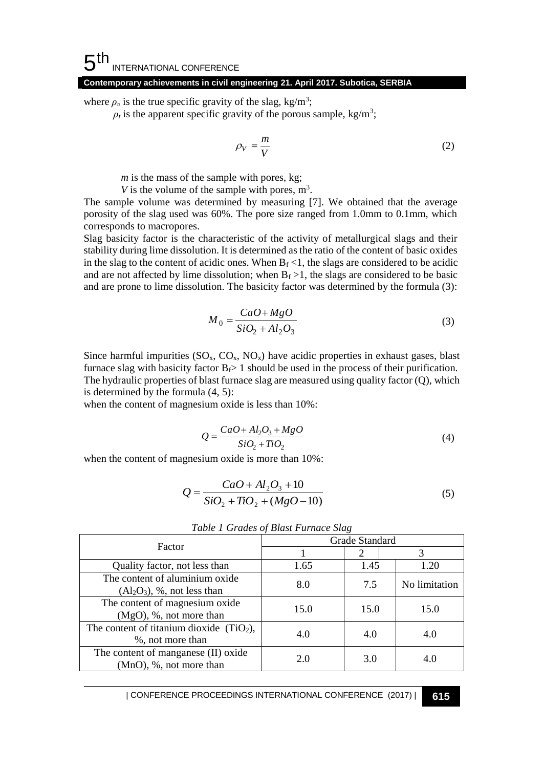where $\rho_v$ is the true specific gravity of the slag, kg/m$^3$;

$\rho_t$ is the apparent specific gravity of the porous sample, kg/m$^3$;

$$\rho_V = \frac{m}{V} \tag{2}$$

$m$ is the mass of the sample with pores, kg;

$V$ is the volume of the sample with pores, m$^3$.

The sample volume was determined by measuring [7]. We obtained that the average porosity of the slag used was 60%. The pore size ranged from 1.0mm to 0.1mm, which corresponds to macropores.

Slag basicity factor is the characteristic of the activity of metallurgical slags and their stability during lime dissolution. It is determined as the ratio of the content of basic oxides in the slag to the content of acidic ones. When $B_f < 1$, the slags are considered to be acidic and are not affected by lime dissolution; when $B_f > 1$, the slags are considered to be basic and are prone to lime dissolution. The basicity factor was determined by the formula (3):

$$M_0 = \frac{CaO + MgO}{SiO_2 + Al_2O_3} \tag{3}$$

Since harmful impurities ($SO_x$, $CO_x$, $NO_x$) have acidic properties in exhaust gases, blast furnace slag with basicity factor $B_f > 1$ should be used in the process of their purification. The hydraulic properties of blast furnace slag are measured using quality factor (Q), which is determined by the formula (4, 5):

when the content of magnesium oxide is less than 10%:

$$Q = \frac{CaO + Al_2O_3 + MgO}{SiO_2 + TiO_2} \tag{4}$$

when the content of magnesium oxide is more than 10%:

$$Q = \frac{CaO + Al_2O_3 + 10}{SiO_2 + TiO_2 + (MgO - 10)} \tag{5}$$

*Table 1 Grades of Blast Furnace Slag*

| Factor | Grade Standard | | |
|---|---|---|---|
| | 1 | 2 | 3 |
| Quality factor, not less than | 1.65 | 1.45 | 1.20 |
| The content of aluminium oxide ($Al_2O_3$), %, not less than | 8.0 | 7.5 | No limitation |
| The content of magnesium oxide (MgO), %, not more than | 15.0 | 15.0 | 15.0 |
| The content of titanium dioxide ($TiO_2$), %, not more than | 4.0 | 4.0 | 4.0 |
| The content of manganese (II) oxide (MnO), %, not more than | 2.0 | 3.0 | 4.0 |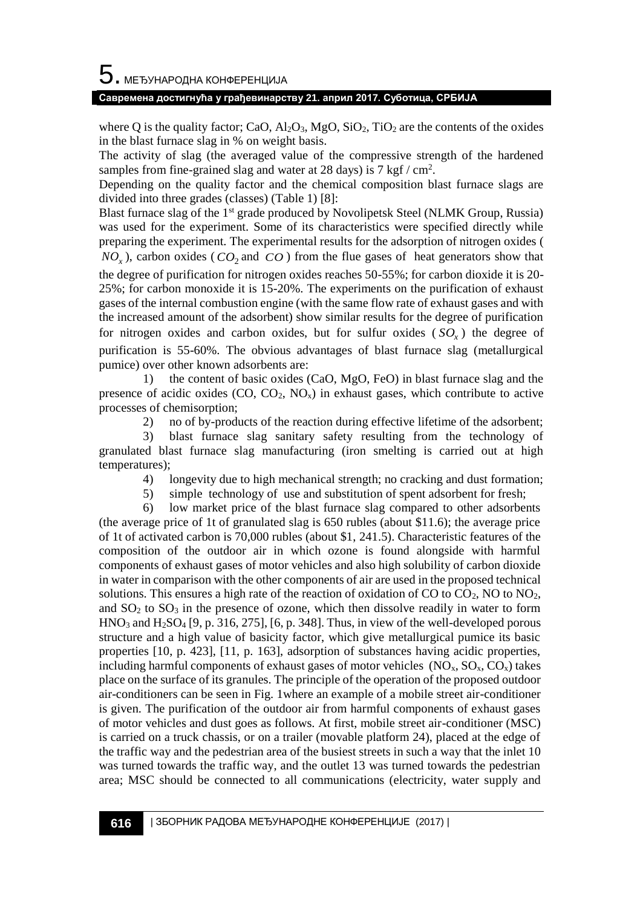where Q is the quality factor; CaO, $Al_2O_3$, MgO, $SiO_2$, $TiO_2$ are the contents of the oxides in the blast furnace slag in % on weight basis.

The activity of slag (the averaged value of the compressive strength of the hardened samples from fine-grained slag and water at 28 days) is 7 kgf / cm$^2$.

Depending on the quality factor and the chemical composition blast furnace slags are divided into three grades (classes) (Table 1) [8]:

Blast furnace slag of the 1st grade produced by Novolipetsk Steel (NLMK Group, Russia) was used for the experiment. Some of its characteristics were specified directly while preparing the experiment. The experimental results for the adsorption of nitrogen oxides ($NO_x$), carbon oxides ($CO_2$ and $CO$) from the flue gases of heat generators show that the degree of purification for nitrogen oxides reaches 50-55%; for carbon dioxide it is 20-25%; for carbon monoxide it is 15-20%. The experiments on the purification of exhaust gases of the internal combustion engine (with the same flow rate of exhaust gases and with the increased amount of the adsorbent) show similar results for the degree of purification for nitrogen oxides and carbon oxides, but for sulfur oxides ($SO_x$) the degree of purification is 55-60%. The obvious advantages of blast furnace slag (metallurgical pumice) over other known adsorbents are:

1) the content of basic oxides (CaO, MgO, FeO) in blast furnace slag and the presence of acidic oxides (CO, $CO_2$, $NO_x$) in exhaust gases, which contribute to active processes of chemisorption;

2) no of by-products of the reaction during effective lifetime of the adsorbent;

3) blast furnace slag sanitary safety resulting from the technology of granulated blast furnace slag manufacturing (iron smelting is carried out at high temperatures);

4) longevity due to high mechanical strength; no cracking and dust formation;

5) simple technology of use and substitution of spent adsorbent for fresh;

6) low market price of the blast furnace slag compared to other adsorbents (the average price of 1t of granulated slag is 650 rubles (about \$11.6); the average price of 1t of activated carbon is 70,000 rubles (about \$1, 241.5). Characteristic features of the composition of the outdoor air in which ozone is found alongside with harmful components of exhaust gases of motor vehicles and also high solubility of carbon dioxide in water in comparison with the other components of air are used in the proposed technical solutions. This ensures a high rate of the reaction of oxidation of CO to $CO_2$, NO to $NO_2$, and $SO_2$ to $SO_3$ in the presence of ozone, which then dissolve readily in water to form $HNO_3$ and $H_2SO_4$ [9, p. 316, 275], [6, p. 348]. Thus, in view of the well-developed porous structure and a high value of basicity factor, which give metallurgical pumice its basic properties [10, p. 423], [11, p. 163], adsorption of substances having acidic properties, including harmful components of exhaust gases of motor vehicles ($NO_x$, $SO_x$, $CO_x$) takes place on the surface of its granules. The principle of the operation of the proposed outdoor air-conditioners can be seen in Fig. 1where an example of a mobile street air-conditioner is given. The purification of the outdoor air from harmful components of exhaust gases of motor vehicles and dust goes as follows. At first, mobile street air-conditioner (MSC) is carried on a truck chassis, or on a trailer (movable platform 24), placed at the edge of the traffic way and the pedestrian area of the busiest streets in such a way that the inlet 10 was turned towards the traffic way, and the outlet 13 was turned towards the pedestrian area; MSC should be connected to all communications (electricity, water supply and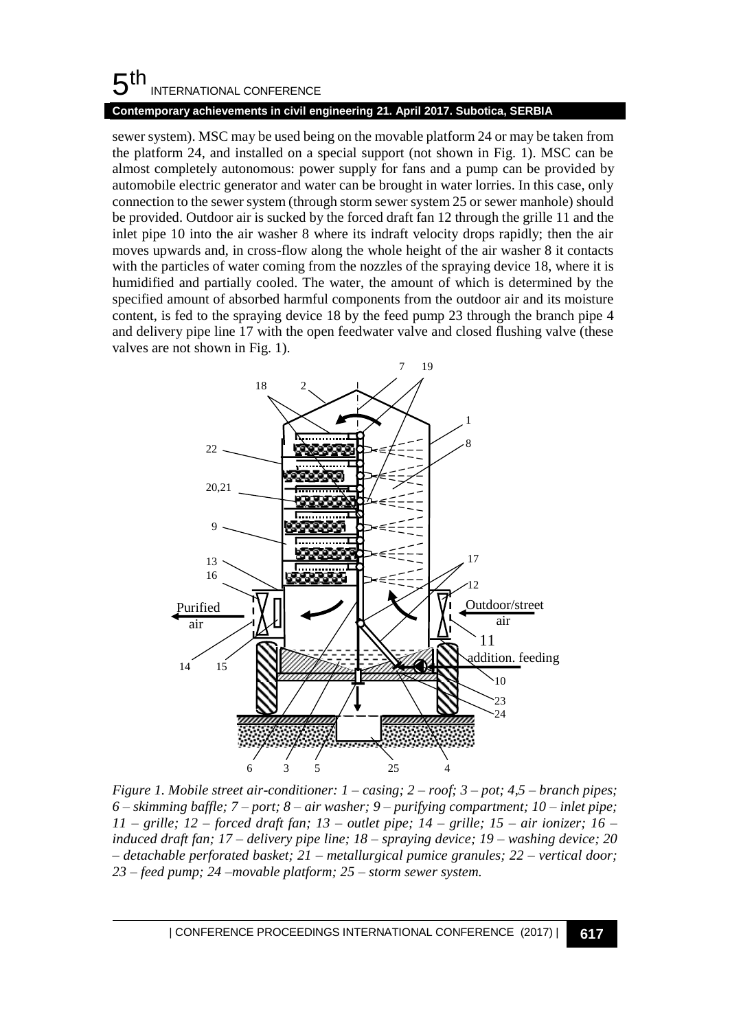sewer system). MSC may be used being on the movable platform 24 or may be taken from the platform 24, and installed on a special support (not shown in Fig. 1). MSC can be almost completely autonomous: power supply for fans and a pump can be provided by automobile electric generator and water can be brought in water lorries. In this case, only connection to the sewer system (through storm sewer system 25 or sewer manhole) should be provided. Outdoor air is sucked by the forced draft fan 12 through the grille 11 and the inlet pipe 10 into the air washer 8 where its indraft velocity drops rapidly; then the air moves upwards and, in cross-flow along the whole height of the air washer 8 it contacts with the particles of water coming from the nozzles of the spraying device 18, where it is humidified and partially cooled. The water, the amount of which is determined by the specified amount of absorbed harmful components from the outdoor air and its moisture content, is fed to the spraying device 18 by the feed pump 23 through the branch pipe 4 and delivery pipe line 17 with the open feedwater valve and closed flushing valve (these valves are not shown in Fig. 1).

*Figure 1. Mobile street air-conditioner: 1 – casing; 2 – roof; 3 – pot; 4,5 – branch pipes; 6 – skimming baffle; 7 – port; 8 – air washer; 9 – purifying compartment; 10 – inlet pipe; 11 – grille; 12 – forced draft fan; 13 – outlet pipe; 14 – grille; 15 – air ionizer; 16 – induced draft fan; 17 – delivery pipe line; 18 – spraying device; 19 – washing device; 20 – detachable perforated basket; 21 – metallurgical pumice granules; 22 – vertical door; 23 – feed pump; 24 –movable platform; 25 – storm sewer system.*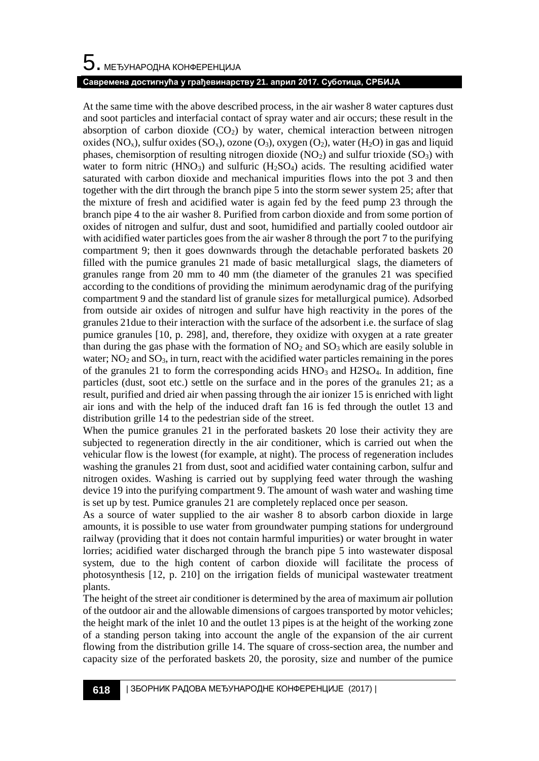At the same time with the above described process, in the air washer 8 water captures dust and soot particles and interfacial contact of spray water and air occurs; these result in the absorption of carbon dioxide ($CO_2$) by water, chemical interaction between nitrogen oxides ($NO_x$), sulfur oxides ($SO_x$), ozone ($O_3$), oxygen ($O_2$), water ($H_2O$) in gas and liquid phases, chemisorption of resulting nitrogen dioxide ($NO_2$) and sulfur trioxide ($SO_3$) with water to form nitric ($HNO_3$) and sulfuric ($H_2SO_4$) acids. The resulting acidified water saturated with carbon dioxide and mechanical impurities flows into the pot 3 and then together with the dirt through the branch pipe 5 into the storm sewer system 25; after that the mixture of fresh and acidified water is again fed by the feed pump 23 through the branch pipe 4 to the air washer 8. Purified from carbon dioxide and from some portion of oxides of nitrogen and sulfur, dust and soot, humidified and partially cooled outdoor air with acidified water particles goes from the air washer 8 through the port 7 to the purifying compartment 9; then it goes downwards through the detachable perforated baskets 20 filled with the pumice granules 21 made of basic metallurgical slags, the diameters of granules range from 20 mm to 40 mm (the diameter of the granules 21 was specified according to the conditions of providing the minimum aerodynamic drag of the purifying compartment 9 and the standard list of granule sizes for metallurgical pumice). Adsorbed from outside air oxides of nitrogen and sulfur have high reactivity in the pores of the granules 21due to their interaction with the surface of the adsorbent i.e. the surface of slag pumice granules [10, p. 298], and, therefore, they oxidize with oxygen at a rate greater than during the gas phase with the formation of $NO_2$ and $SO_3$ which are easily soluble in water; $NO_2$ and $SO_3$, in turn, react with the acidified water particles remaining in the pores of the granules 21 to form the corresponding acids $HNO_3$ and H2SO4. In addition, fine particles (dust, soot etc.) settle on the surface and in the pores of the granules 21; as a result, purified and dried air when passing through the air ionizer 15 is enriched with light air ions and with the help of the induced draft fan 16 is fed through the outlet 13 and distribution grille 14 to the pedestrian side of the street.

When the pumice granules 21 in the perforated baskets 20 lose their activity they are subjected to regeneration directly in the air conditioner, which is carried out when the vehicular flow is the lowest (for example, at night). The process of regeneration includes washing the granules 21 from dust, soot and acidified water containing carbon, sulfur and nitrogen oxides. Washing is carried out by supplying feed water through the washing device 19 into the purifying compartment 9. The amount of wash water and washing time is set up by test. Pumice granules 21 are completely replaced once per season.

As a source of water supplied to the air washer 8 to absorb carbon dioxide in large amounts, it is possible to use water from groundwater pumping stations for underground railway (providing that it does not contain harmful impurities) or water brought in water lorries; acidified water discharged through the branch pipe 5 into wastewater disposal system, due to the high content of carbon dioxide will facilitate the process of photosynthesis [12, p. 210] on the irrigation fields of municipal wastewater treatment plants.

The height of the street air conditioner is determined by the area of maximum air pollution of the outdoor air and the allowable dimensions of cargoes transported by motor vehicles; the height mark of the inlet 10 and the outlet 13 pipes is at the height of the working zone of a standing person taking into account the angle of the expansion of the air current flowing from the distribution grille 14. The square of cross-section area, the number and capacity size of the perforated baskets 20, the porosity, size and number of the pumice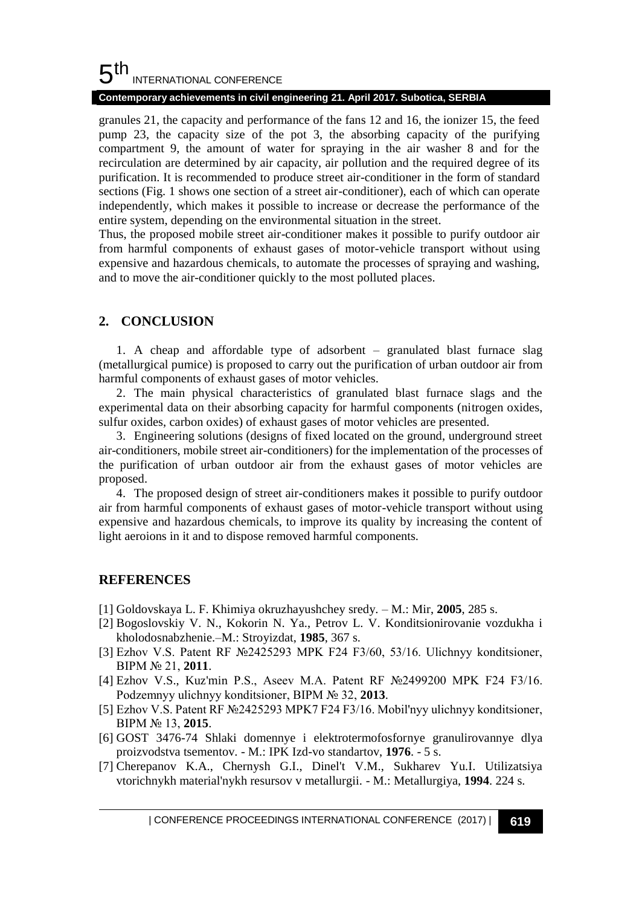granules 21, the capacity and performance of the fans 12 and 16, the ionizer 15, the feed pump 23, the capacity size of the pot 3, the absorbing capacity of the purifying compartment 9, the amount of water for spraying in the air washer 8 and for the recirculation are determined by air capacity, air pollution and the required degree of its purification. It is recommended to produce street air-conditioner in the form of standard sections (Fig. 1 shows one section of a street air-conditioner), each of which can operate independently, which makes it possible to increase or decrease the performance of the entire system, depending on the environmental situation in the street.

Thus, the proposed mobile street air-conditioner makes it possible to purify outdoor air from harmful components of exhaust gases of motor-vehicle transport without using expensive and hazardous chemicals, to automate the processes of spraying and washing, and to move the air-conditioner quickly to the most polluted places.

## 2. CONCLUSION

1. A cheap and affordable type of adsorbent – granulated blast furnace slag (metallurgical pumice) is proposed to carry out the purification of urban outdoor air from harmful components of exhaust gases of motor vehicles.

2. The main physical characteristics of granulated blast furnace slags and the experimental data on their absorbing capacity for harmful components (nitrogen oxides, sulfur oxides, carbon oxides) of exhaust gases of motor vehicles are presented.

3. Engineering solutions (designs of fixed located on the ground, underground street air-conditioners, mobile street air-conditioners) for the implementation of the processes of the purification of urban outdoor air from the exhaust gases of motor vehicles are proposed.

4. The proposed design of street air-conditioners makes it possible to purify outdoor air from harmful components of exhaust gases of motor-vehicle transport without using expensive and hazardous chemicals, to improve its quality by increasing the content of light aeroions in it and to dispose removed harmful components.

## REFERENCES

[1] Goldovskaya L. F. Khimiya okruzhayushchey sredy. – M.: Mir, **2005**, 285 s.

[2] Bogoslovskiy V. N., Kokorin N. Ya., Petrov L. V. Konditsionirovanie vozdukha i kholodosnabzhenie.–M.: Stroyizdat, **1985**, 367 s.

[3] Ezhov V.S. Patent RF №2425293 MPK F24 F3/60, 53/16. Ulichnyy konditsioner, BIPM № 21, **2011**.

[4] Ezhov V.S., Kuz'min P.S., Aseev M.A. Patent RF №2499200 MPK F24 F3/16. Podzemnyy ulichnyy konditsioner, BIPM № 32, **2013**.

[5] Ezhov V.S. Patent RF №2425293 MPK7 F24 F3/16. Mobil'nyy ulichnyy konditsioner, BIPM № 13, **2015**.

[6] GOST 3476-74 Shlaki domennye i elektrotermofosfornye granulirovannye dlya proizvodstva tsementov. - M.: IPK Izd-vo standartov, **1976**. - 5 s.

[7] Cherepanov K.A., Chernysh G.I., Dinel't V.M., Sukharev Yu.I. Utilizatsiya vtorichnykh material'nykh resursov v metallurgii. - M.: Metallurgiya, **1994**. 224 s.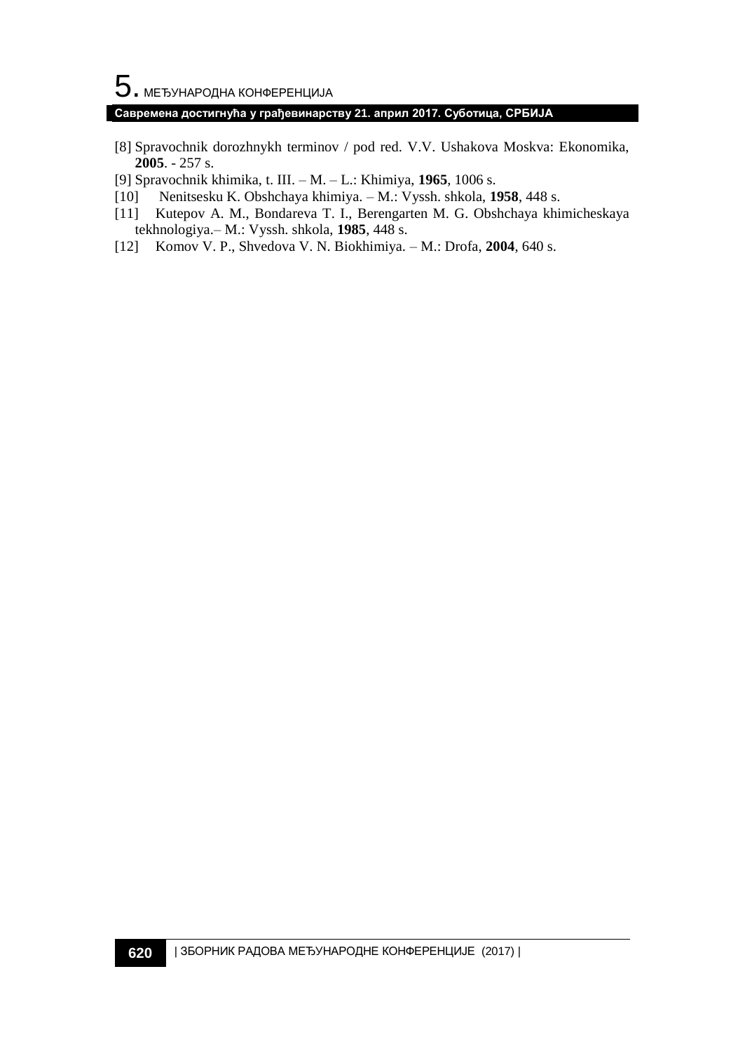[8] Spravochnik dorozhnykh terminov / pod red. V.V. Ushakova Moskva: Ekonomika, **2005**. - 257 s.

[9] Spravochnik khimika, t. III. – M. – L.: Khimiya, **1965**, 1006 s.

[10] Nenitsesku K. Obshchaya khimiya. – M.: Vyssh. shkola, **1958**, 448 s.

[11] Kutepov A. M., Bondareva T. I., Berengarten M. G. Obshchaya khimicheskaya tekhnologiya.– M.: Vyssh. shkola, **1985**, 448 s.

[12] Komov V. P., Shvedova V. N. Biokhimiya. – M.: Drofa, **2004**, 640 s.